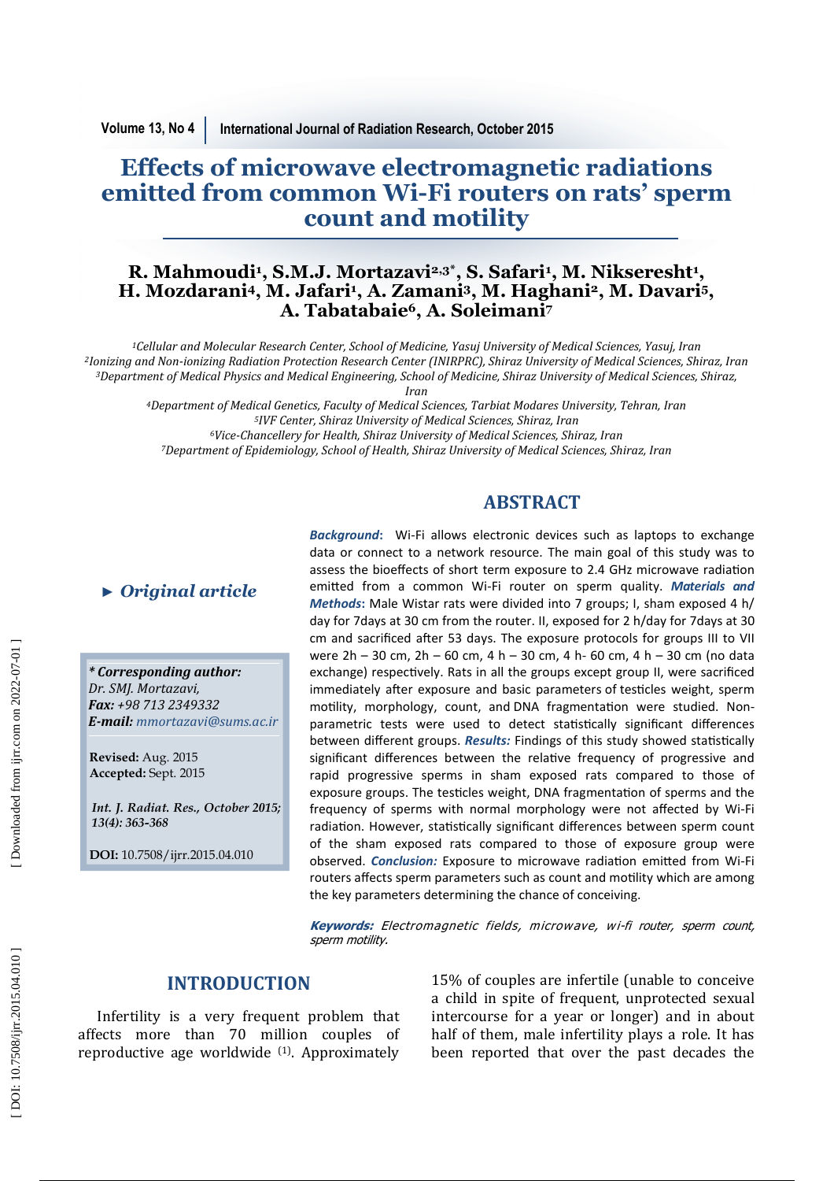# Effects of microwave electromagnetic radiations emitted from common Wi-Fi routers on rats' sperm count and motility

**R. Mahmoudi[1], S.M.J. Mortazavi[2,3*], S. Safari[1], M. Nikseresht[1], H. Mozdarani[4], M. Jafari[1], A. Zamani[3], M. Haghani[2], M. Davari[5], A. Tabatabaie[6], A. Soleimani[7]**

*[1]Cellular and Molecular Research Center, School of Medicine, Yasuj University of Medical Sciences, Yasuj, Iran*
*[2]Ionizing and Non-ionizing Radiation Protection Research Center (INIRPRC), Shiraz University of Medical Sciences, Shiraz, Iran*
*[3]Department of Medical Physics and Medical Engineering, School of Medicine, Shiraz University of Medical Sciences, Shiraz, Iran*
*[4]Department of Medical Genetics, Faculty of Medical Sciences, Tarbiat Modares University, Tehran, Iran*
*[5]IVF Center, Shiraz University of Medical Sciences, Shiraz, Iran*
*[6]Vice-Chancellery for Health, Shiraz University of Medical Sciences, Shiraz, Iran*
*[7]Department of Epidemiology, School of Health, Shiraz University of Medical Sciences, Shiraz, Iran*

► *Original article*

***Corresponding author:***
*Dr. SMJ. Mortazavi,*
***Fax:*** *+98 713 2349332*
***E-mail:*** *mmortazavi@sums.ac.ir*

**Revised:** Aug. 2015
**Accepted:** Sept. 2015

***Int. J. Radiat. Res., October 2015; 13(4): 363-368***

**DOI:** 10.7508/ijrr.2015.04.010

## ABSTRACT

***Background*:** Wi-Fi allows electronic devices such as laptops to exchange data or connect to a network resource. The main goal of this study was to assess the bioeffects of short term exposure to 2.4 GHz microwave radiation emitted from a common Wi-Fi router on sperm quality. ***Materials and Methods*:** Male Wistar rats were divided into 7 groups; I, sham exposed 4 h/day for 7days at 30 cm from the router. II, exposed for 2 h/day for 7days at 30 cm and sacrificed after 53 days. The exposure protocols for groups III to VII were 2h – 30 cm, 2h – 60 cm, 4 h – 30 cm, 4 h- 60 cm, 4 h – 30 cm (no data exchange) respectively. Rats in all the groups except group II, were sacrificed immediately after exposure and basic parameters of testicles weight, sperm motility, morphology, count, and DNA fragmentation were studied. Non-parametric tests were used to detect statistically significant differences between different groups. ***Results:*** Findings of this study showed statistically significant differences between the relative frequency of progressive and rapid progressive sperms in sham exposed rats compared to those of exposure groups. The testicles weight, DNA fragmentation of sperms and the frequency of sperms with normal morphology were not affected by Wi-Fi radiation. However, statistically significant differences between sperm count of the sham exposed rats compared to those of exposure group were observed. ***Conclusion:*** Exposure to microwave radiation emitted from Wi-Fi routers affects sperm parameters such as count and motility which are among the key parameters determining the chance of conceiving.

***Keywords:*** *Electromagnetic fields, microwave, wi-fi router, sperm count, sperm motility.*

## INTRODUCTION

Infertility is a very frequent problem that affects more than 70 million couples of reproductive age worldwide (1). Approximately 15% of couples are infertile (unable to conceive a child in spite of frequent, unprotected sexual intercourse for a year or longer) and in about half of them, male infertility plays a role. It has been reported that over the past decades the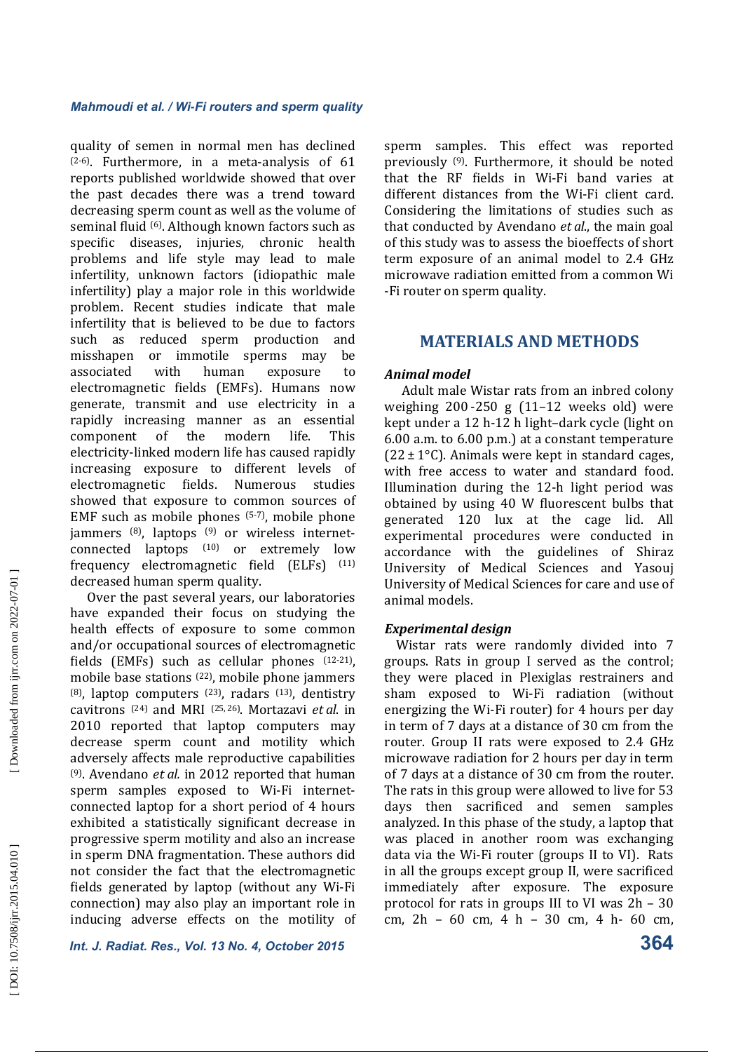quality of semen in normal men has declined [2-6]. Furthermore, in a meta-analysis of 61 reports published worldwide showed that over the past decades there was a trend toward decreasing sperm count as well as the volume of seminal fluid [6]. Although known factors such as specific diseases, injuries, chronic health problems and life style may lead to male infertility, unknown factors (idiopathic male infertility) play a major role in this worldwide problem. Recent studies indicate that male infertility that is believed to be due to factors such as reduced sperm production and misshapen or immotile sperms may be associated with human exposure to electromagnetic fields (EMFs). Humans now generate, transmit and use electricity in a rapidly increasing manner as an essential component of the modern life. This electricity-linked modern life has caused rapidly increasing exposure to different levels of electromagnetic fields. Numerous studies showed that exposure to common sources of EMF such as mobile phones [5-7], mobile phone jammers [8], laptops [9] or wireless internet-connected laptops [10] or extremely low frequency electromagnetic field (ELFs) [11] decreased human sperm quality.

Over the past several years, our laboratories have expanded their focus on studying the health effects of exposure to some common and/or occupational sources of electromagnetic fields (EMFs) such as cellular phones [12-21], mobile base stations [22], mobile phone jammers [8], laptop computers [23], radars [13], dentistry cavitrons [24] and MRI [25, 26]. Mortazavi *et al.* in 2010 reported that laptop computers may decrease sperm count and motility which adversely affects male reproductive capabilities [9]. Avendano *et al.* in 2012 reported that human sperm samples exposed to Wi-Fi internet-connected laptop for a short period of 4 hours exhibited a statistically significant decrease in progressive sperm motility and also an increase in sperm DNA fragmentation. These authors did not consider the fact that the electromagnetic fields generated by laptop (without any Wi-Fi connection) may also play an important role in inducing adverse effects on the motility of sperm samples. This effect was reported previously [9]. Furthermore, it should be noted that the RF fields in Wi-Fi band varies at different distances from the Wi-Fi client card. Considering the limitations of studies such as that conducted by Avendano *et al.*, the main goal of this study was to assess the bioeffects of short term exposure of an animal model to 2.4 GHz microwave radiation emitted from a common Wi-Fi router on sperm quality.

## MATERIALS AND METHODS

### *Animal model*

Adult male Wistar rats from an inbred colony weighing 200-250 g (11–12 weeks old) were kept under a 12 h-12 h light–dark cycle (light on 6.00 a.m. to 6.00 p.m.) at a constant temperature (22 ± 1°C). Animals were kept in standard cages, with free access to water and standard food. Illumination during the 12-h light period was obtained by using 40 W fluorescent bulbs that generated 120 lux at the cage lid. All experimental procedures were conducted in accordance with the guidelines of Shiraz University of Medical Sciences and Yasouj University of Medical Sciences for care and use of animal models.

### *Experimental design*

Wistar rats were randomly divided into 7 groups. Rats in group I served as the control; they were placed in Plexiglas restrainers and sham exposed to Wi-Fi radiation (without energizing the Wi-Fi router) for 4 hours per day in term of 7 days at a distance of 30 cm from the router. Group II rats were exposed to 2.4 GHz microwave radiation for 2 hours per day in term of 7 days at a distance of 30 cm from the router. The rats in this group were allowed to live for 53 days then sacrificed and semen samples analyzed. In this phase of the study, a laptop that was placed in another room was exchanging data via the Wi-Fi router (groups II to VI). Rats in all the groups except group II, were sacrificed immediately after exposure. The exposure protocol for rats in groups III to VI was 2h – 30 cm, 2h – 60 cm, 4 h – 30 cm, 4 h- 60 cm,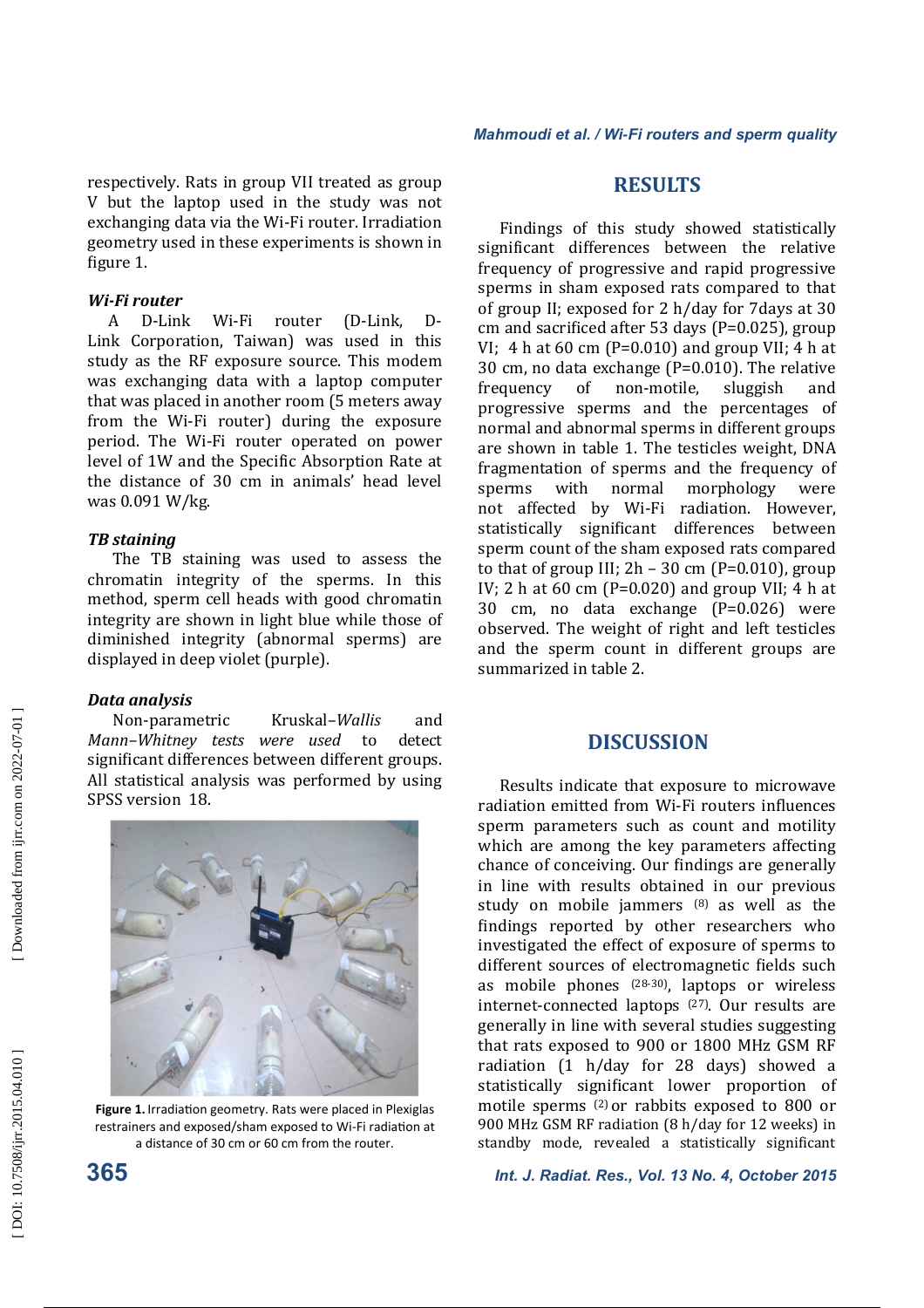respectively. Rats in group VII treated as group V but the laptop used in the study was not exchanging data via the Wi-Fi router. Irradiation geometry used in these experiments is shown in figure 1.

### *Wi-Fi router*

A D-Link Wi-Fi router (D-Link, D-Link Corporation, Taiwan) was used in this study as the RF exposure source. This modem was exchanging data with a laptop computer that was placed in another room (5 meters away from the Wi-Fi router) during the exposure period. The Wi-Fi router operated on power level of 1W and the Specific Absorption Rate at the distance of 30 cm in animals' head level was 0.091 W/kg.

### *TB staining*

The TB staining was used to assess the chromatin integrity of the sperms. In this method, sperm cell heads with good chromatin integrity are shown in light blue while those of diminished integrity (abnormal sperms) are displayed in deep violet (purple).

### *Data analysis*

Non-parametric Kruskal–*Wallis* and *Mann–Whitney tests were used* to detect significant differences between different groups. All statistical analysis was performed by using SPSS version 18.

**Figure 1.** Irradiation geometry. Rats were placed in Plexiglas restrainers and exposed/sham exposed to Wi-Fi radiation at a distance of 30 cm or 60 cm from the router.

## RESULTS

Findings of this study showed statistically significant differences between the relative frequency of progressive and rapid progressive sperms in sham exposed rats compared to that of group II; exposed for 2 h/day for 7days at 30 cm and sacrificed after 53 days (P=0.025), group VI; 4 h at 60 cm (P=0.010) and group VII; 4 h at 30 cm, no data exchange (P=0.010). The relative frequency of non-motile, sluggish and progressive sperms and the percentages of normal and abnormal sperms in different groups are shown in table 1. The testicles weight, DNA fragmentation of sperms and the frequency of sperms with normal morphology were not affected by Wi-Fi radiation. However, statistically significant differences between sperm count of the sham exposed rats compared to that of group III; 2h – 30 cm (P=0.010), group IV; 2 h at 60 cm (P=0.020) and group VII; 4 h at 30 cm, no data exchange (P=0.026) were observed. The weight of right and left testicles and the sperm count in different groups are summarized in table 2.

## DISCUSSION

Results indicate that exposure to microwave radiation emitted from Wi-Fi routers influences sperm parameters such as count and motility which are among the key parameters affecting chance of conceiving. Our findings are generally in line with results obtained in our previous study on mobile jammers [8] as well as the findings reported by other researchers who investigated the effect of exposure of sperms to different sources of electromagnetic fields such as mobile phones [28-30], laptops or wireless internet-connected laptops [27]. Our results are generally in line with several studies suggesting that rats exposed to 900 or 1800 MHz GSM RF radiation (1 h/day for 28 days) showed a statistically significant lower proportion of motile sperms [2] or rabbits exposed to 800 or 900 MHz GSM RF radiation (8 h/day for 12 weeks) in standby mode, revealed a statistically significant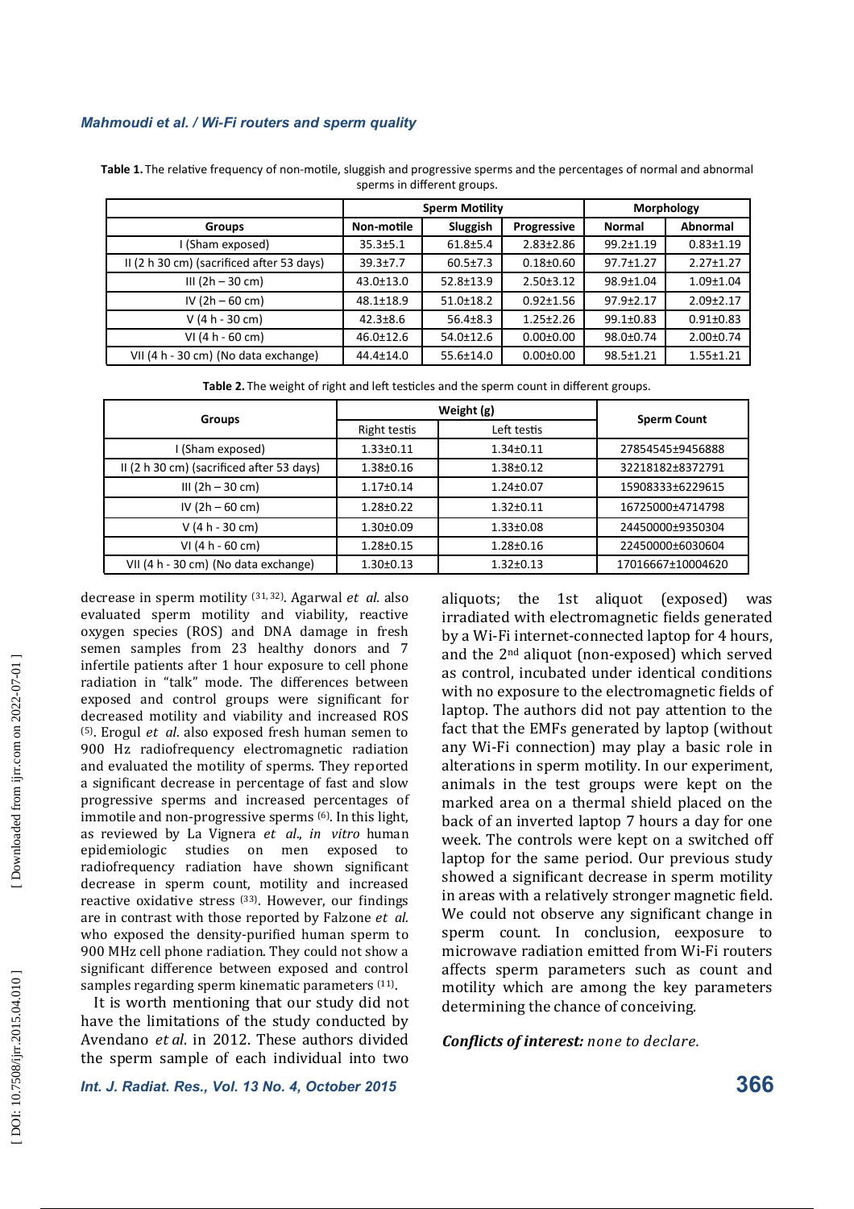**Table 1.** The relative frequency of non-motile, sluggish and progressive sperms and the percentages of normal and abnormal sperms in different groups.

| | Sperm Motility | | | Morphology | |
|---|---|---|---|---|---|
| Groups | Non-motile | Sluggish | Progressive | Normal | Abnormal |
| I (Sham exposed) | 35.3±5.1 | 61.8±5.4 | 2.83±2.86 | 99.2±1.19 | 0.83±1.19 |
| II (2 h 30 cm) (sacrificed after 53 days) | 39.3±7.7 | 60.5±7.3 | 0.18±0.60 | 97.7±1.27 | 2.27±1.27 |
| III (2h – 30 cm) | 43.0±13.0 | 52.8±13.9 | 2.50±3.12 | 98.9±1.04 | 1.09±1.04 |
| IV (2h – 60 cm) | 48.1±18.9 | 51.0±18.2 | 0.92±1.56 | 97.9±2.17 | 2.09±2.17 |
| V (4 h - 30 cm) | 42.3±8.6 | 56.4±8.3 | 1.25±2.26 | 99.1±0.83 | 0.91±0.83 |
| VI (4 h - 60 cm) | 46.0±12.6 | 54.0±12.6 | 0.00±0.00 | 98.0±0.74 | 2.00±0.74 |
| VII (4 h - 30 cm) (No data exchange) | 44.4±14.0 | 55.6±14.0 | 0.00±0.00 | 98.5±1.21 | 1.55±1.21 |

**Table 2.** The weight of right and left testicles and the sperm count in different groups.

| Groups | Weight (g) | | Sperm Count |
|---|---|---|---|
| | Right testis | Left testis | |
| I (Sham exposed) | 1.33±0.11 | 1.34±0.11 | 27854545±9456888 |
| II (2 h 30 cm) (sacrificed after 53 days) | 1.38±0.16 | 1.38±0.12 | 32218182±8372791 |
| III (2h – 30 cm) | 1.17±0.14 | 1.24±0.07 | 15908333±6229615 |
| IV (2h – 60 cm) | 1.28±0.22 | 1.32±0.11 | 16725000±4714798 |
| V (4 h - 30 cm) | 1.30±0.09 | 1.33±0.08 | 24450000±9350304 |
| VI (4 h - 60 cm) | 1.28±0.15 | 1.28±0.16 | 22450000±6030604 |
| VII (4 h - 30 cm) (No data exchange) | 1.30±0.13 | 1.32±0.13 | 17016667±10004620 |

decrease in sperm motility [31, 32]. Agarwal *et al.* also evaluated sperm motility and viability, reactive oxygen species (ROS) and DNA damage in fresh semen samples from 23 healthy donors and 7 infertile patients after 1 hour exposure to cell phone radiation in "talk" mode. The differences between exposed and control groups were significant for decreased motility and viability and increased ROS [5]. Erogul *et al.* also exposed fresh human semen to 900 Hz radiofrequency electromagnetic radiation and evaluated the motility of sperms. They reported a significant decrease in percentage of fast and slow progressive sperms and increased percentages of immotile and non-progressive sperms [6]. In this light, as reviewed by La Vignera *et al.*, *in vitro* human epidemiologic studies on men exposed to radiofrequency radiation have shown significant decrease in sperm count, motility and increased reactive oxidative stress [33]. However, our findings are in contrast with those reported by Falzone *et al.* who exposed the density-purified human sperm to 900 MHz cell phone radiation. They could not show a significant difference between exposed and control samples regarding sperm kinematic parameters [11].

It is worth mentioning that our study did not have the limitations of the study conducted by Avendano *et al.* in 2012. These authors divided the sperm sample of each individual into two aliquots; the 1st aliquot (exposed) was irradiated with electromagnetic fields generated by a Wi-Fi internet-connected laptop for 4 hours, and the 2nd aliquot (non-exposed) which served as control, incubated under identical conditions with no exposure to the electromagnetic fields of laptop. The authors did not pay attention to the fact that the EMFs generated by laptop (without any Wi-Fi connection) may play a basic role in alterations in sperm motility. In our experiment, animals in the test groups were kept on the marked area on a thermal shield placed on the back of an inverted laptop 7 hours a day for one week. The controls were kept on a switched off laptop for the same period. Our previous study showed a significant decrease in sperm motility in areas with a relatively stronger magnetic field. We could not observe any significant change in sperm count. In conclusion, eexposure to microwave radiation emitted from Wi-Fi routers affects sperm parameters such as count and motility which are among the key parameters determining the chance of conceiving.

***Conflicts of interest:*** *none to declare.*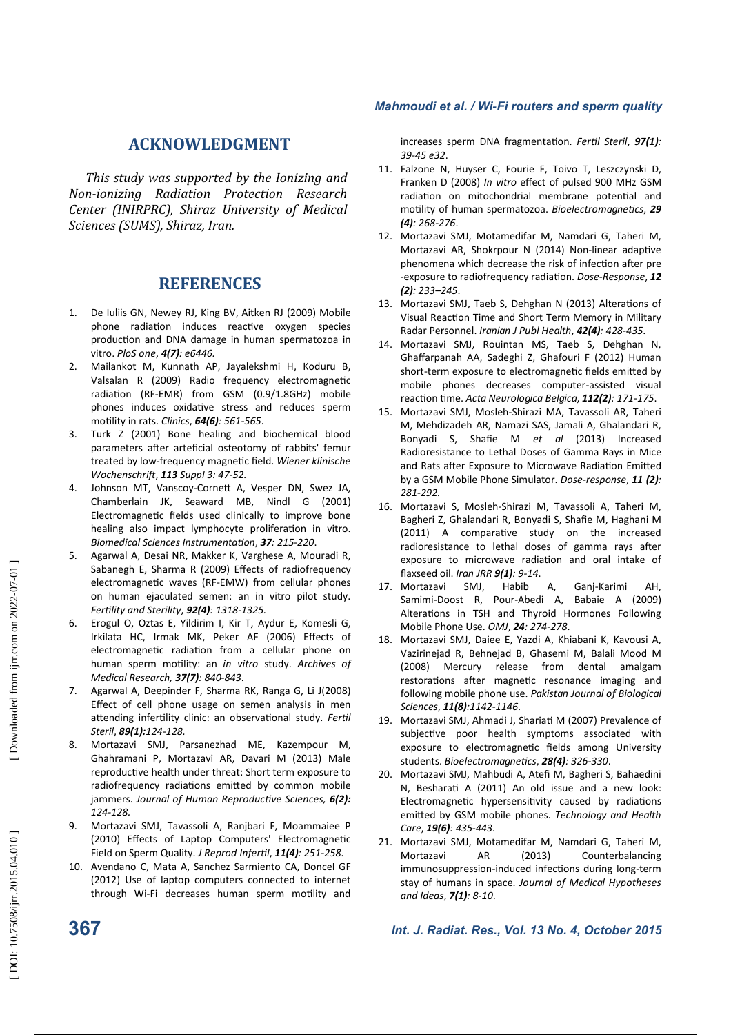## ACKNOWLEDGMENT

*This study was supported by the Ionizing and Non-ionizing Radiation Protection Research Center (INIRPRC), Shiraz University of Medical Sciences (SUMS), Shiraz, Iran.*

## REFERENCES

1. De Iuliis GN, Newey RJ, King BV, Aitken RJ (2009) Mobile phone radiation induces reactive oxygen species production and DNA damage in human spermatozoa in vitro. *PloS one*, ***4(7)***: *e6446.*
2. Mailankot M, Kunnath AP, Jayalekshmi H, Koduru B, Valsalan R (2009) Radio frequency electromagnetic radiation (RF-EMR) from GSM (0.9/1.8GHz) mobile phones induces oxidative stress and reduces sperm motility in rats. *Clinics*, ***64(6)***: *561-565*.
3. Turk Z (2001) Bone healing and biochemical blood parameters after arteficial osteotomy of rabbits' femur treated by low-frequency magnetic field. *Wiener klinische Wochenschrift*, ***113*** *Suppl 3: 47-52.*
4. Johnson MT, Vanscoy-Cornett A, Vesper DN, Swez JA, Chamberlain JK, Seaward MB, Nindl G (2001) Electromagnetic fields used clinically to improve bone healing also impact lymphocyte proliferation in vitro. *Biomedical Sciences Instrumentation*, ***37***: *215-220*.
5. Agarwal A, Desai NR, Makker K, Varghese A, Mouradi R, Sabanegh E, Sharma R (2009) Effects of radiofrequency electromagnetic waves (RF-EMW) from cellular phones on human ejaculated semen: an in vitro pilot study. *Fertility and Sterility*, ***92(4)***: *1318-1325.*
6. Erogul O, Oztas E, Yildirim I, Kir T, Aydur E, Komesli G, Irkilata HC, Irmak MK, Peker AF (2006) Effects of electromagnetic radiation from a cellular phone on human sperm motility: an *in vitro* study. *Archives of Medical Research,* ***37(7)***: *840-843*.
7. Agarwal A, Deepinder F, Sharma RK, Ranga G, Li J(2008) Effect of cell phone usage on semen analysis in men attending infertility clinic: an observational study. *Fertil Steril*, ***89(1)***:*124-128.*
8. Mortazavi SMJ, Parsanezhad ME, Kazempour M, Ghahramani P, Mortazavi AR, Davari M (2013) Male reproductive health under threat: Short term exposure to radiofrequency radiations emitted by common mobile jammers. *Journal of Human Reproductive Sciences,* ***6(2):*** *124-128.*
9. Mortazavi SMJ, Tavassoli A, Ranjbari F, Moammaiee P (2010) Effects of Laptop Computers' Electromagnetic Field on Sperm Quality. *J Reprod Infertil*, ***11(4)***: *251-258*.
10. Avendano C, Mata A, Sanchez Sarmiento CA, Doncel GF (2012) Use of laptop computers connected to internet through Wi-Fi decreases human sperm motility and increases sperm DNA fragmentation. *Fertil Steril*, ***97(1)***: *39-45 e32*.
11. Falzone N, Huyser C, Fourie F, Toivo T, Leszczynski D, Franken D (2008) *In vitro* effect of pulsed 900 MHz GSM radiation on mitochondrial membrane potential and motility of human spermatozoa. *Bioelectromagnetics*, ***29 (4)***: *268-276*.
12. Mortazavi SMJ, Motamedifar M, Namdari G, Taheri M, Mortazavi AR, Shokrpour N (2014) Non-linear adaptive phenomena which decrease the risk of infection after pre -exposure to radiofrequency radiation. *Dose-Response*, ***12 (2)***: *233–245*.
13. Mortazavi SMJ, Taeb S, Dehghan N (2013) Alterations of Visual Reaction Time and Short Term Memory in Military Radar Personnel. *Iranian J Publ Health*, ***42(4)***: *428-435*.
14. Mortazavi SMJ, Rouintan MS, Taeb S, Dehghan N, Ghaffarpanah AA, Sadeghi Z, Ghafouri F (2012) Human short-term exposure to electromagnetic fields emitted by mobile phones decreases computer-assisted visual reaction time. *Acta Neurologica Belgica*, ***112(2)***: *171-175*.
15. Mortazavi SMJ, Mosleh-Shirazi MA, Tavassoli AR, Taheri M, Mehdizadeh AR, Namazi SAS, Jamali A, Ghalandari R, Bonyadi S, Shafie M *et al* (2013) Increased Radioresistance to Lethal Doses of Gamma Rays in Mice and Rats after Exposure to Microwave Radiation Emitted by a GSM Mobile Phone Simulator. *Dose-response*, ***11 (2)***: *281-292.*
16. Mortazavi S, Mosleh-Shirazi M, Tavassoli A, Taheri M, Bagheri Z, Ghalandari R, Bonyadi S, Shafie M, Haghani M (2011) A comparative study on the increased radioresistance to lethal doses of gamma rays after exposure to microwave radiation and oral intake of flaxseed oil. *Iran JRR* ***9(1)***: *9-14*.
17. Mortazavi SMJ, Habib A, Ganj-Karimi AH, Samimi-Doost R, Pour-Abedi A, Babaie A (2009) Alterations in TSH and Thyroid Hormones Following Mobile Phone Use. *OMJ*, ***24***: *274-278*.
18. Mortazavi SMJ, Daiee E, Yazdi A, Khiabani K, Kavousi A, Vazirinejad R, Behnejad B, Ghasemi M, Balali Mood M (2008) Mercury release from dental amalgam restorations after magnetic resonance imaging and following mobile phone use. *Pakistan Journal of Biological Sciences*, ***11(8)***:*1142-1146*.
19. Mortazavi SMJ, Ahmadi J, Shariati M (2007) Prevalence of subjective poor health symptoms associated with exposure to electromagnetic fields among University students. *Bioelectromagnetics*, ***28(4)***: *326-330*.
20. Mortazavi SMJ, Mahbudi A, Atefi M, Bagheri S, Bahaedini N, Besharati A (2011) An old issue and a new look: Electromagnetic hypersensitivity caused by radiations emitted by GSM mobile phones. *Technology and Health Care*, ***19(6)***: *435-443*.
21. Mortazavi SMJ, Motamedifar M, Namdari G, Taheri M, Mortazavi AR (2013) Counterbalancing immunosuppression-induced infections during long-term stay of humans in space. *Journal of Medical Hypotheses and Ideas*, ***7(1)***: *8-10*.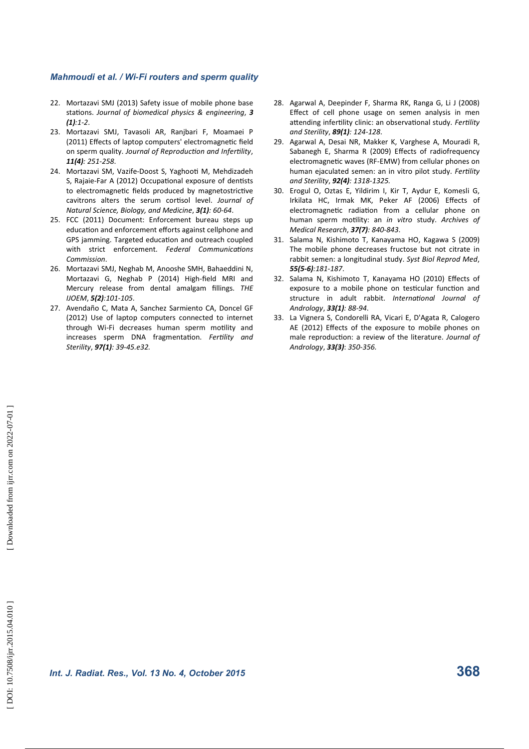22. Mortazavi SMJ (2013) Safety issue of mobile phone base stations. *Journal of biomedical physics & engineering*, ***3 (1)****:1-2*.
23. Mortazavi SMJ, Tavasoli AR, Ranjbari F, Moamaei P (2011) Effects of laptop computers' electromagnetic field on sperm quality. *Journal of Reproduction and Infertility*, ***11(4)****: 251-258.*
24. Mortazavi SM, Vazife-Doost S, Yaghooti M, Mehdizadeh S, Rajaie-Far A (2012) Occupational exposure of dentists to electromagnetic fields produced by magnetostrictive cavitrons alters the serum cortisol level. *Journal of Natural Science, Biology, and Medicine*, ***3(1)****: 60-64*.
25. FCC (2011) Document: Enforcement bureau steps up education and enforcement efforts against cellphone and GPS jamming. Targeted education and outreach coupled with strict enforcement. *Federal Communications Commission*.
26. Mortazavi SMJ, Neghab M, Anooshe SMH, Bahaeddini N, Mortazavi G, Neghab P (2014) High-field MRI and Mercury release from dental amalgam fillings. *THE IJOEM*, ***5(2)****:101-105*.
27. Avendaño C, Mata A, Sanchez Sarmiento CA, Doncel GF (2012) Use of laptop computers connected to internet through Wi-Fi decreases human sperm motility and increases sperm DNA fragmentation. *Fertility and Sterility*, ***97(1)****: 39-45.e32.*
28. Agarwal A, Deepinder F, Sharma RK, Ranga G, Li J (2008) Effect of cell phone usage on semen analysis in men attending infertility clinic: an observational study. *Fertility and Sterility*, ***89(1)****: 124-128*.
29. Agarwal A, Desai NR, Makker K, Varghese A, Mouradi R, Sabanegh E, Sharma R (2009) Effects of radiofrequency electromagnetic waves (RF-EMW) from cellular phones on human ejaculated semen: an in vitro pilot study. *Fertility and Sterility*, ***92(4)****: 1318-1325.*
30. Erogul O, Oztas E, Yildirim I, Kir T, Aydur E, Komesli G, Irkilata HC, Irmak MK, Peker AF (2006) Effects of electromagnetic radiation from a cellular phone on human sperm motility: an *in vitro* study. *Archives of Medical Research*, ***37(7)****: 840-843*.
31. Salama N, Kishimoto T, Kanayama HO, Kagawa S (2009) The mobile phone decreases fructose but not citrate in rabbit semen: a longitudinal study. *Syst Biol Reprod Med*, ***55(5-6)****:181-187*.
32. Salama N, Kishimoto T, Kanayama HO (2010) Effects of exposure to a mobile phone on testicular function and structure in adult rabbit. *International Journal of Andrology*, ***33(1)****: 88-94*.
33. La Vignera S, Condorelli RA, Vicari E, D'Agata R, Calogero AE (2012) Effects of the exposure to mobile phones on male reproduction: a review of the literature. *Journal of Andrology*, ***33(3)****: 350-356.*